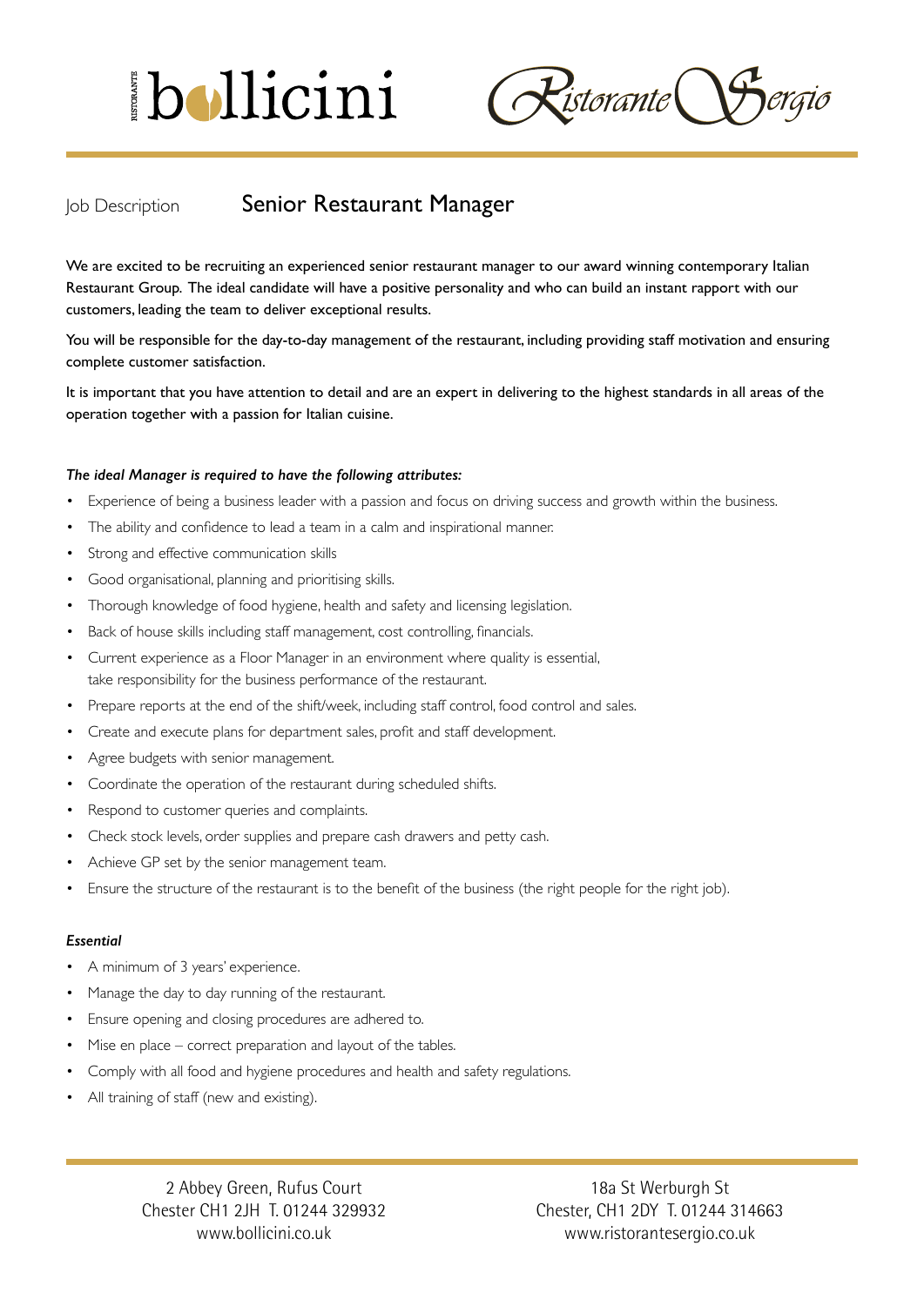bollicini Ristorante Sergio

Job Description **Senior Restaurant Manager**

We are excited to be recruiting an experienced senior restaurant manager to our award winning contemporary Italian Restaurant Group. The ideal candidate will have a positive personality and who can build an instant rapport with our customers, leading the team to deliver exceptional results.

You will be responsible for the day-to-day management of the restaurant, including providing staff motivation and ensuring complete customer satisfaction.

It is important that you have attention to detail and are an expert in delivering to the highest standards in all areas of the operation together with a passion for Italian cuisine.

***The ideal Manager is required to have the following attributes:***

- Experience of being a business leader with a passion and focus on driving success and growth within the business.
- The ability and confidence to lead a team in a calm and inspirational manner.
- Strong and effective communication skills
- Good organisational, planning and prioritising skills.
- Thorough knowledge of food hygiene, health and safety and licensing legislation.
- Back of house skills including staff management, cost controlling, financials.
- Current experience as a Floor Manager in an environment where quality is essential, take responsibility for the business performance of the restaurant.
- Prepare reports at the end of the shift/week, including staff control, food control and sales.
- Create and execute plans for department sales, profit and staff development.
- Agree budgets with senior management.
- Coordinate the operation of the restaurant during scheduled shifts.
- Respond to customer queries and complaints.
- Check stock levels, order supplies and prepare cash drawers and petty cash.
- Achieve GP set by the senior management team.
- Ensure the structure of the restaurant is to the benefit of the business (the right people for the right job).

***Essential***

- A minimum of 3 years' experience.
- Manage the day to day running of the restaurant.
- Ensure opening and closing procedures are adhered to.
- Mise en place – correct preparation and layout of the tables.
- Comply with all food and hygiene procedures and health and safety regulations.
- All training of staff (new and existing).

2 Abbey Green, Rufus Court
Chester CH1 2JH T. 01244 329932
www.bollicini.co.uk

18a St Werburgh St
Chester, CH1 2DY T. 01244 314663
www.ristorantesergio.co.uk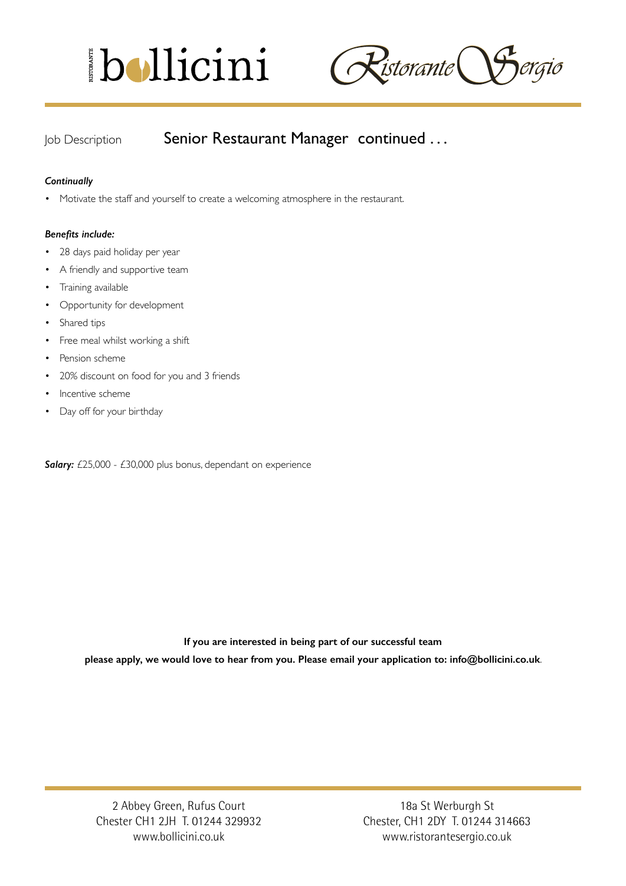bollicini Ristorante Sergio

Job Description **Senior Restaurant Manager continued . . .**

***Continually***

- Motivate the staff and yourself to create a welcoming atmosphere in the restaurant.

***Benefits include:***

- 28 days paid holiday per year
- A friendly and supportive team
- Training available
- Opportunity for development
- Shared tips
- Free meal whilst working a shift
- Pension scheme
- 20% discount on food for you and 3 friends
- Incentive scheme
- Day off for your birthday

***Salary:*** £25,000 - £30,000 plus bonus, dependant on experience

**If you are interested in being part of our successful team**
**please apply, we would love to hear from you. Please email your application to: info@bollicini.co.uk**.

2 Abbey Green, Rufus Court
Chester CH1 2JH T. 01244 329932
www.bollicini.co.uk

18a St Werburgh St
Chester, CH1 2DY T. 01244 314663
www.ristorantesergio.co.uk